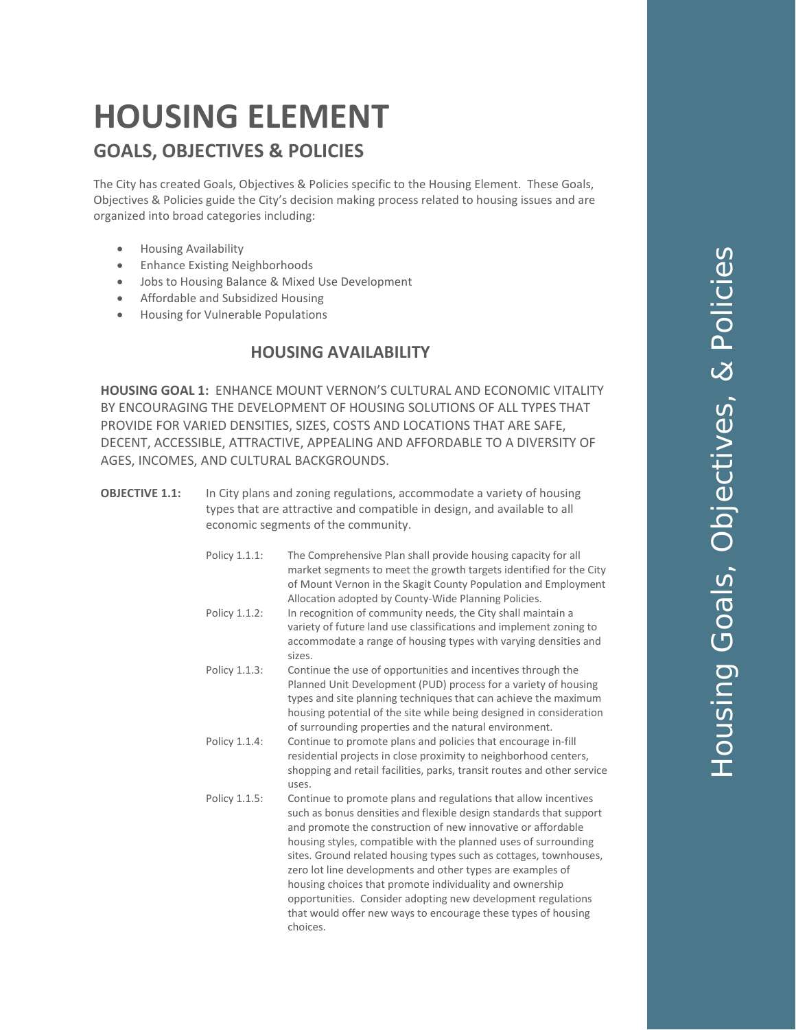# HOUSING ELEMENT

## GOALS, OBJECTIVES & POLICIES

The City has created Goals, Objectives & Policies specific to the Housing Element. These Goals, Objectives & Policies guide the City's decision making process related to housing issues and are organized into broad categories including:

- Housing Availability
- Enhance Existing Neighborhoods
- Jobs to Housing Balance & Mixed Use Development
- Affordable and Subsidized Housing
- Housing for Vulnerable Populations

### HOUSING AVAILABILITY

**HOUSING GOAL 1:** ENHANCE MOUNT VERNON'S CULTURAL AND ECONOMIC VITALITY BY ENCOURAGING THE DEVELOPMENT OF HOUSING SOLUTIONS OF ALL TYPES THAT PROVIDE FOR VARIED DENSITIES, SIZES, COSTS AND LOCATIONS THAT ARE SAFE, DECENT, ACCESSIBLE, ATTRACTIVE, APPEALING AND AFFORDABLE TO A DIVERSITY OF AGES, INCOMES, AND CULTURAL BACKGROUNDS.

**OBJECTIVE 1.1:** In City plans and zoning regulations, accommodate a variety of housing types that are attractive and compatible in design, and available to all economic segments of the community.

Policy 1.1.1: The Comprehensive Plan shall provide housing capacity for all market segments to meet the growth targets identified for the City of Mount Vernon in the Skagit County Population and Employment Allocation adopted by County-Wide Planning Policies.

Policy 1.1.2: In recognition of community needs, the City shall maintain a variety of future land use classifications and implement zoning to accommodate a range of housing types with varying densities and sizes.

Policy 1.1.3: Continue the use of opportunities and incentives through the Planned Unit Development (PUD) process for a variety of housing types and site planning techniques that can achieve the maximum housing potential of the site while being designed in consideration of surrounding properties and the natural environment.

Policy 1.1.4: Continue to promote plans and policies that encourage in-fill residential projects in close proximity to neighborhood centers, shopping and retail facilities, parks, transit routes and other service uses.

Policy 1.1.5: Continue to promote plans and regulations that allow incentives such as bonus densities and flexible design standards that support and promote the construction of new innovative or affordable housing styles, compatible with the planned uses of surrounding sites. Ground related housing types such as cottages, townhouses, zero lot line developments and other types are examples of housing choices that promote individuality and ownership opportunities. Consider adopting new development regulations that would offer new ways to encourage these types of housing choices.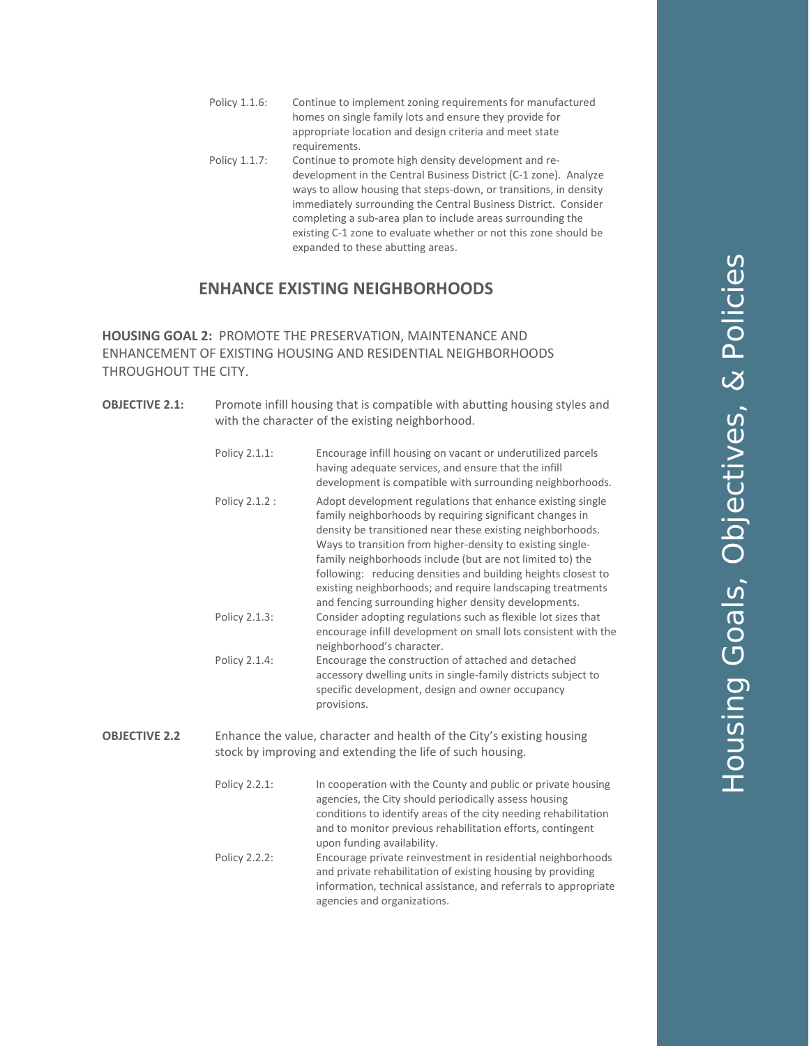Policy 1.1.6: Continue to implement zoning requirements for manufactured homes on single family lots and ensure they provide for appropriate location and design criteria and meet state requirements.

Policy 1.1.7: Continue to promote high density development and re-development in the Central Business District (C-1 zone). Analyze ways to allow housing that steps-down, or transitions, in density immediately surrounding the Central Business District. Consider completing a sub-area plan to include areas surrounding the existing C-1 zone to evaluate whether or not this zone should be expanded to these abutting areas.

## ENHANCE EXISTING NEIGHBORHOODS

**HOUSING GOAL 2:** PROMOTE THE PRESERVATION, MAINTENANCE AND ENHANCEMENT OF EXISTING HOUSING AND RESIDENTIAL NEIGHBORHOODS THROUGHOUT THE CITY.

**OBJECTIVE 2.1:** Promote infill housing that is compatible with abutting housing styles and with the character of the existing neighborhood.

Policy 2.1.1: Encourage infill housing on vacant or underutilized parcels having adequate services, and ensure that the infill development is compatible with surrounding neighborhoods.

Policy 2.1.2 : Adopt development regulations that enhance existing single family neighborhoods by requiring significant changes in density be transitioned near these existing neighborhoods. Ways to transition from higher-density to existing single-family neighborhoods include (but are not limited to) the following: reducing densities and building heights closest to existing neighborhoods; and require landscaping treatments and fencing surrounding higher density developments.

Policy 2.1.3: Consider adopting regulations such as flexible lot sizes that encourage infill development on small lots consistent with the neighborhood's character.

Policy 2.1.4: Encourage the construction of attached and detached accessory dwelling units in single-family districts subject to specific development, design and owner occupancy provisions.

**OBJECTIVE 2.2** Enhance the value, character and health of the City's existing housing stock by improving and extending the life of such housing.

Policy 2.2.1: In cooperation with the County and public or private housing agencies, the City should periodically assess housing conditions to identify areas of the city needing rehabilitation and to monitor previous rehabilitation efforts, contingent upon funding availability.

Policy 2.2.2: Encourage private reinvestment in residential neighborhoods and private rehabilitation of existing housing by providing information, technical assistance, and referrals to appropriate agencies and organizations.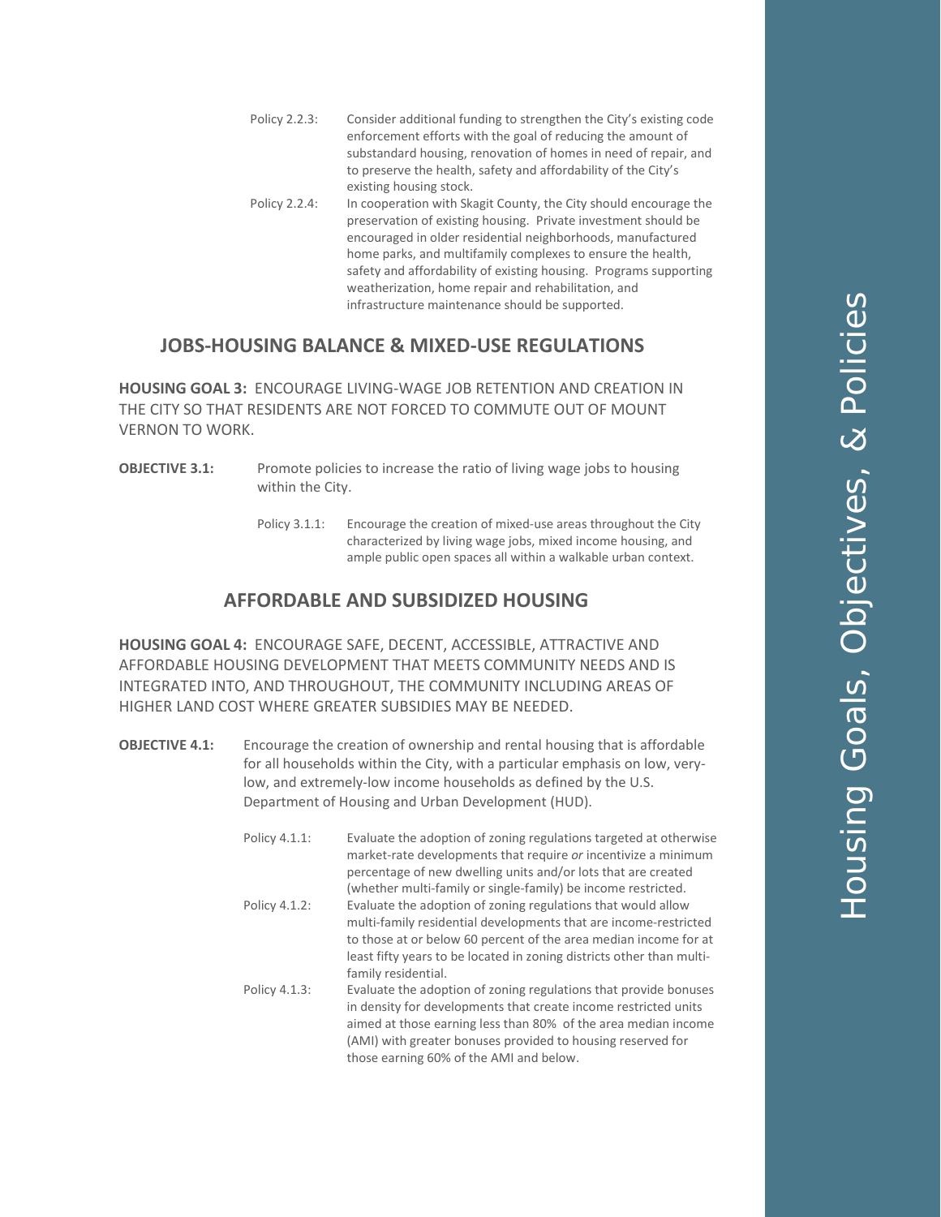Policy 2.2.3: Consider additional funding to strengthen the City's existing code enforcement efforts with the goal of reducing the amount of substandard housing, renovation of homes in need of repair, and to preserve the health, safety and affordability of the City's existing housing stock.

Policy 2.2.4: In cooperation with Skagit County, the City should encourage the preservation of existing housing. Private investment should be encouraged in older residential neighborhoods, manufactured home parks, and multifamily complexes to ensure the health, safety and affordability of existing housing. Programs supporting weatherization, home repair and rehabilitation, and infrastructure maintenance should be supported.

## JOBS-HOUSING BALANCE & MIXED-USE REGULATIONS

**HOUSING GOAL 3:** ENCOURAGE LIVING-WAGE JOB RETENTION AND CREATION IN THE CITY SO THAT RESIDENTS ARE NOT FORCED TO COMMUTE OUT OF MOUNT VERNON TO WORK.

**OBJECTIVE 3.1:** Promote policies to increase the ratio of living wage jobs to housing within the City.

Policy 3.1.1: Encourage the creation of mixed-use areas throughout the City characterized by living wage jobs, mixed income housing, and ample public open spaces all within a walkable urban context.

## AFFORDABLE AND SUBSIDIZED HOUSING

**HOUSING GOAL 4:** ENCOURAGE SAFE, DECENT, ACCESSIBLE, ATTRACTIVE AND AFFORDABLE HOUSING DEVELOPMENT THAT MEETS COMMUNITY NEEDS AND IS INTEGRATED INTO, AND THROUGHOUT, THE COMMUNITY INCLUDING AREAS OF HIGHER LAND COST WHERE GREATER SUBSIDIES MAY BE NEEDED.

**OBJECTIVE 4.1:** Encourage the creation of ownership and rental housing that is affordable for all households within the City, with a particular emphasis on low, very-low, and extremely-low income households as defined by the U.S. Department of Housing and Urban Development (HUD).

Policy 4.1.1: Evaluate the adoption of zoning regulations targeted at otherwise market-rate developments that require *or* incentivize a minimum percentage of new dwelling units and/or lots that are created (whether multi-family or single-family) be income restricted.

Policy 4.1.2: Evaluate the adoption of zoning regulations that would allow multi-family residential developments that are income-restricted to those at or below 60 percent of the area median income for at least fifty years to be located in zoning districts other than multi-family residential.

Policy 4.1.3: Evaluate the adoption of zoning regulations that provide bonuses in density for developments that create income restricted units aimed at those earning less than 80% of the area median income (AMI) with greater bonuses provided to housing reserved for those earning 60% of the AMI and below.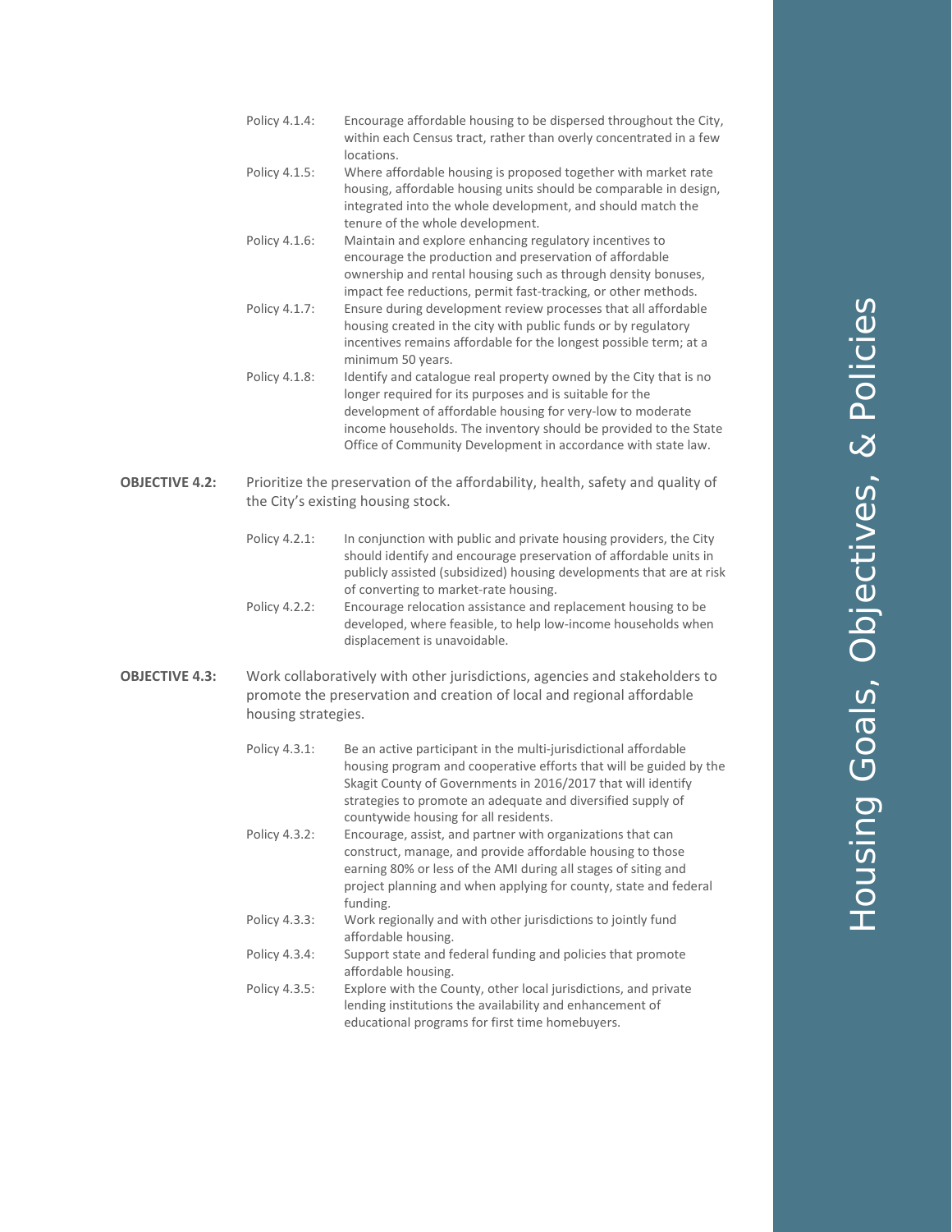Policy 4.1.4: Encourage affordable housing to be dispersed throughout the City, within each Census tract, rather than overly concentrated in a few locations.

Policy 4.1.5: Where affordable housing is proposed together with market rate housing, affordable housing units should be comparable in design, integrated into the whole development, and should match the tenure of the whole development.

Policy 4.1.6: Maintain and explore enhancing regulatory incentives to encourage the production and preservation of affordable ownership and rental housing such as through density bonuses, impact fee reductions, permit fast-tracking, or other methods.

Policy 4.1.7: Ensure during development review processes that all affordable housing created in the city with public funds or by regulatory incentives remains affordable for the longest possible term; at a minimum 50 years.

Policy 4.1.8: Identify and catalogue real property owned by the City that is no longer required for its purposes and is suitable for the development of affordable housing for very-low to moderate income households. The inventory should be provided to the State Office of Community Development in accordance with state law.

**OBJECTIVE 4.2:** Prioritize the preservation of the affordability, health, safety and quality of the City's existing housing stock.

Policy 4.2.1: In conjunction with public and private housing providers, the City should identify and encourage preservation of affordable units in publicly assisted (subsidized) housing developments that are at risk of converting to market-rate housing.

Policy 4.2.2: Encourage relocation assistance and replacement housing to be developed, where feasible, to help low-income households when displacement is unavoidable.

**OBJECTIVE 4.3:** Work collaboratively with other jurisdictions, agencies and stakeholders to promote the preservation and creation of local and regional affordable housing strategies.

Policy 4.3.1: Be an active participant in the multi-jurisdictional affordable housing program and cooperative efforts that will be guided by the Skagit County of Governments in 2016/2017 that will identify strategies to promote an adequate and diversified supply of countywide housing for all residents.

Policy 4.3.2: Encourage, assist, and partner with organizations that can construct, manage, and provide affordable housing to those earning 80% or less of the AMI during all stages of siting and project planning and when applying for county, state and federal funding.

Policy 4.3.3: Work regionally and with other jurisdictions to jointly fund affordable housing.

Policy 4.3.4: Support state and federal funding and policies that promote affordable housing.

Policy 4.3.5: Explore with the County, other local jurisdictions, and private lending institutions the availability and enhancement of educational programs for first time homebuyers.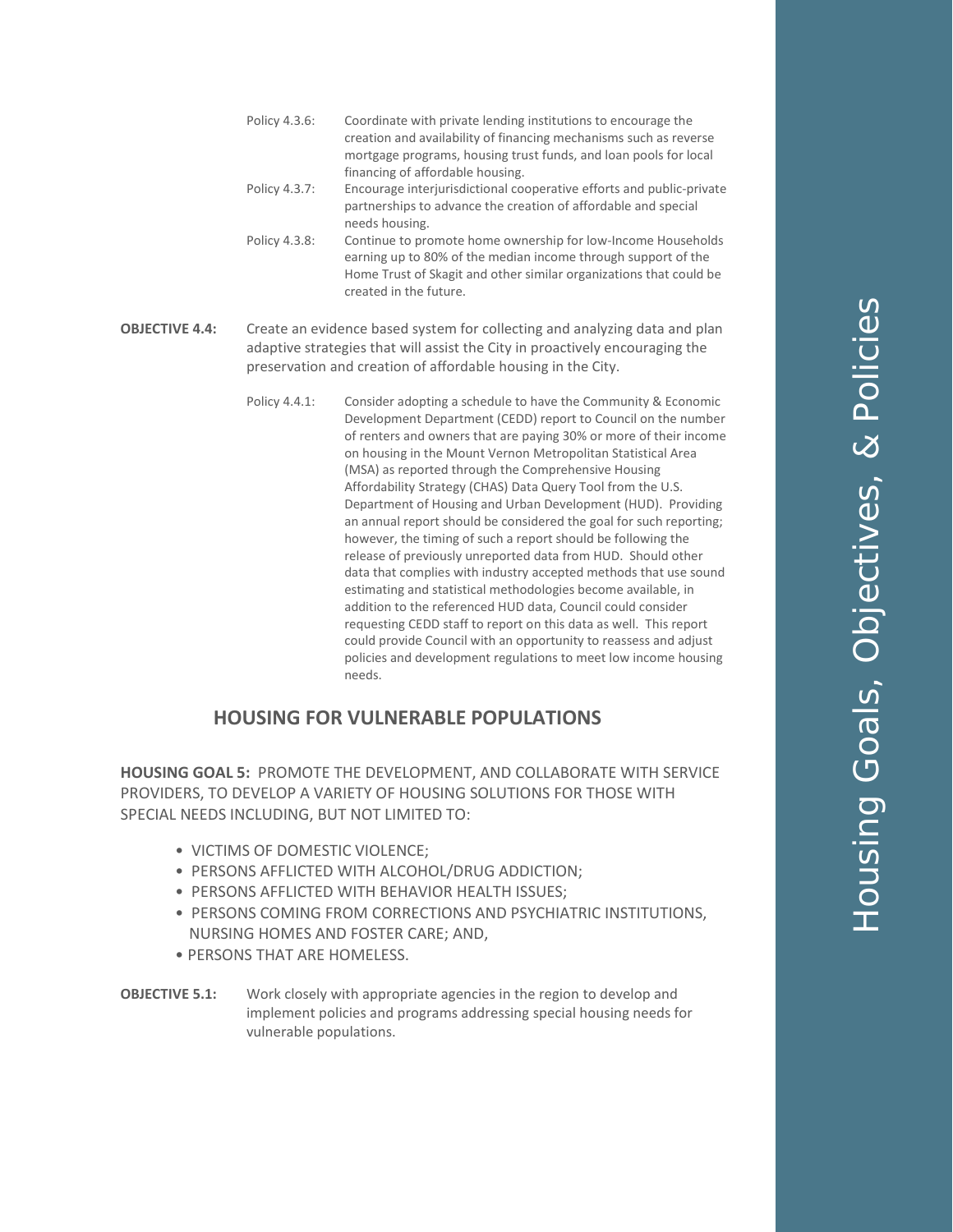Policy 4.3.6: Coordinate with private lending institutions to encourage the creation and availability of financing mechanisms such as reverse mortgage programs, housing trust funds, and loan pools for local financing of affordable housing.

Policy 4.3.7: Encourage interjurisdictional cooperative efforts and public-private partnerships to advance the creation of affordable and special needs housing.

Policy 4.3.8: Continue to promote home ownership for low-Income Households earning up to 80% of the median income through support of the Home Trust of Skagit and other similar organizations that could be created in the future.

**OBJECTIVE 4.4:** Create an evidence based system for collecting and analyzing data and plan adaptive strategies that will assist the City in proactively encouraging the preservation and creation of affordable housing in the City.

Policy 4.4.1: Consider adopting a schedule to have the Community & Economic Development Department (CEDD) report to Council on the number of renters and owners that are paying 30% or more of their income on housing in the Mount Vernon Metropolitan Statistical Area (MSA) as reported through the Comprehensive Housing Affordability Strategy (CHAS) Data Query Tool from the U.S. Department of Housing and Urban Development (HUD). Providing an annual report should be considered the goal for such reporting; however, the timing of such a report should be following the release of previously unreported data from HUD. Should other data that complies with industry accepted methods that use sound estimating and statistical methodologies become available, in addition to the referenced HUD data, Council could consider requesting CEDD staff to report on this data as well. This report could provide Council with an opportunity to reassess and adjust policies and development regulations to meet low income housing needs.

## HOUSING FOR VULNERABLE POPULATIONS

**HOUSING GOAL 5:** PROMOTE THE DEVELOPMENT, AND COLLABORATE WITH SERVICE PROVIDERS, TO DEVELOP A VARIETY OF HOUSING SOLUTIONS FOR THOSE WITH SPECIAL NEEDS INCLUDING, BUT NOT LIMITED TO:

- VICTIMS OF DOMESTIC VIOLENCE;
- PERSONS AFFLICTED WITH ALCOHOL/DRUG ADDICTION;
- PERSONS AFFLICTED WITH BEHAVIOR HEALTH ISSUES;
- PERSONS COMING FROM CORRECTIONS AND PSYCHIATRIC INSTITUTIONS, NURSING HOMES AND FOSTER CARE; AND,
- PERSONS THAT ARE HOMELESS.

**OBJECTIVE 5.1:** Work closely with appropriate agencies in the region to develop and implement policies and programs addressing special housing needs for vulnerable populations.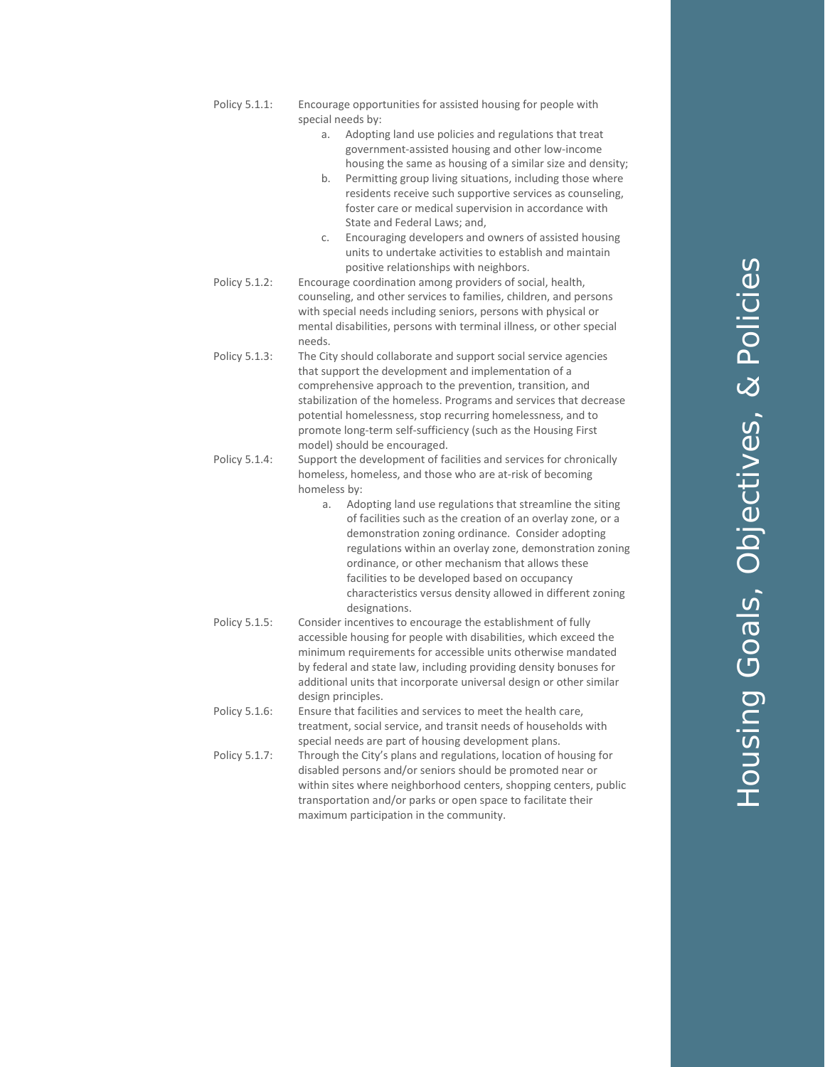Policy 5.1.1: Encourage opportunities for assisted housing for people with special needs by:

a. Adopting land use policies and regulations that treat government-assisted housing and other low-income housing the same as housing of a similar size and density;
b. Permitting group living situations, including those where residents receive such supportive services as counseling, foster care or medical supervision in accordance with State and Federal Laws; and,
c. Encouraging developers and owners of assisted housing units to undertake activities to establish and maintain positive relationships with neighbors.

Policy 5.1.2: Encourage coordination among providers of social, health, counseling, and other services to families, children, and persons with special needs including seniors, persons with physical or mental disabilities, persons with terminal illness, or other special needs.

Policy 5.1.3: The City should collaborate and support social service agencies that support the development and implementation of a comprehensive approach to the prevention, transition, and stabilization of the homeless. Programs and services that decrease potential homelessness, stop recurring homelessness, and to promote long-term self-sufficiency (such as the Housing First model) should be encouraged.

Policy 5.1.4: Support the development of facilities and services for chronically homeless, homeless, and those who are at-risk of becoming homeless by:

a. Adopting land use regulations that streamline the siting of facilities such as the creation of an overlay zone, or a demonstration zoning ordinance. Consider adopting regulations within an overlay zone, demonstration zoning ordinance, or other mechanism that allows these facilities to be developed based on occupancy characteristics versus density allowed in different zoning designations.

Policy 5.1.5: Consider incentives to encourage the establishment of fully accessible housing for people with disabilities, which exceed the minimum requirements for accessible units otherwise mandated by federal and state law, including providing density bonuses for additional units that incorporate universal design or other similar design principles.

Policy 5.1.6: Ensure that facilities and services to meet the health care, treatment, social service, and transit needs of households with special needs are part of housing development plans.

Policy 5.1.7: Through the City's plans and regulations, location of housing for disabled persons and/or seniors should be promoted near or within sites where neighborhood centers, shopping centers, public transportation and/or parks or open space to facilitate their maximum participation in the community.